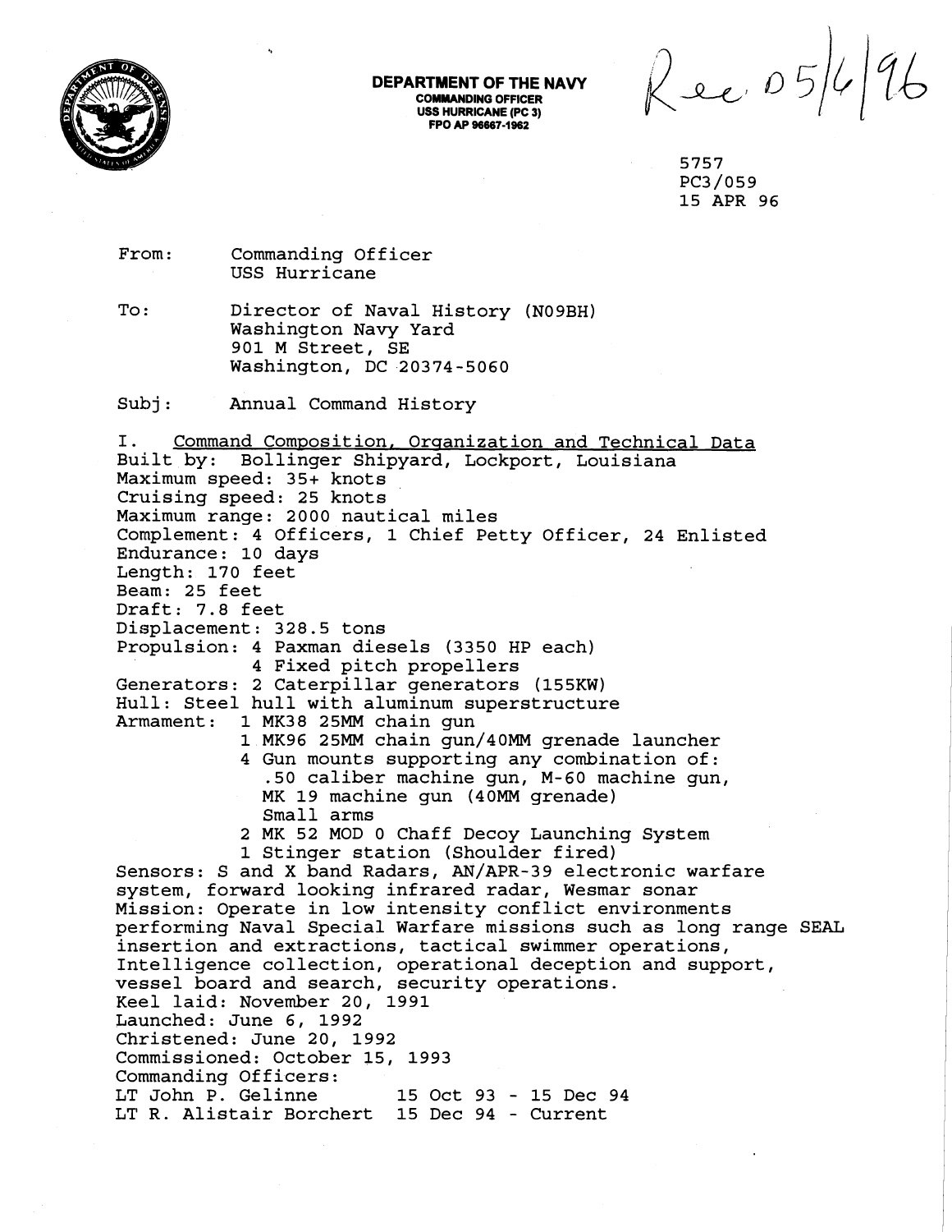**DEPARTMENT OF THE NAVY**
**COMMANDING OFFICER**
**USS HURRICANE (PC 3)**
**FPO AP 96667-1962**

Rec. 05/6/96

5757
PC3/059
15 APR 96

From: Commanding Officer
USS Hurricane

To: Director of Naval History (N09BH)
Washington Navy Yard
901 M Street, SE
Washington, DC 20374-5060

Subj: Annual Command History

I. Command Composition, Organization and Technical Data

Built by: Bollinger Shipyard, Lockport, Louisiana
Maximum speed: 35+ knots
Cruising speed: 25 knots
Maximum range: 2000 nautical miles
Complement: 4 Officers, 1 Chief Petty Officer, 24 Enlisted
Endurance: 10 days
Length: 170 feet
Beam: 25 feet
Draft: 7.8 feet
Displacement: 328.5 tons
Propulsion: 4 Paxman diesels (3350 HP each)
4 Fixed pitch propellers
Generators: 2 Caterpillar generators (155KW)
Hull: Steel hull with aluminum superstructure
Armament: 1 MK38 25MM chain gun
1 MK96 25MM chain gun/40MM grenade launcher
4 Gun mounts supporting any combination of:
.50 caliber machine gun, M-60 machine gun,
MK 19 machine gun (40MM grenade)
Small arms
2 MK 52 MOD 0 Chaff Decoy Launching System
1 Stinger station (Shoulder fired)
Sensors: S and X band Radars, AN/APR-39 electronic warfare system, forward looking infrared radar, Wesmar sonar
Mission: Operate in low intensity conflict environments performing Naval Special Warfare missions such as long range SEAL insertion and extractions, tactical swimmer operations, Intelligence collection, operational deception and support, vessel board and search, security operations.
Keel laid: November 20, 1991
Launched: June 6, 1992
Christened: June 20, 1992
Commissioned: October 15, 1993
Commanding Officers:
LT John P. Gelinne 15 Oct 93 - 15 Dec 94
LT R. Alistair Borchert 15 Dec 94 - Current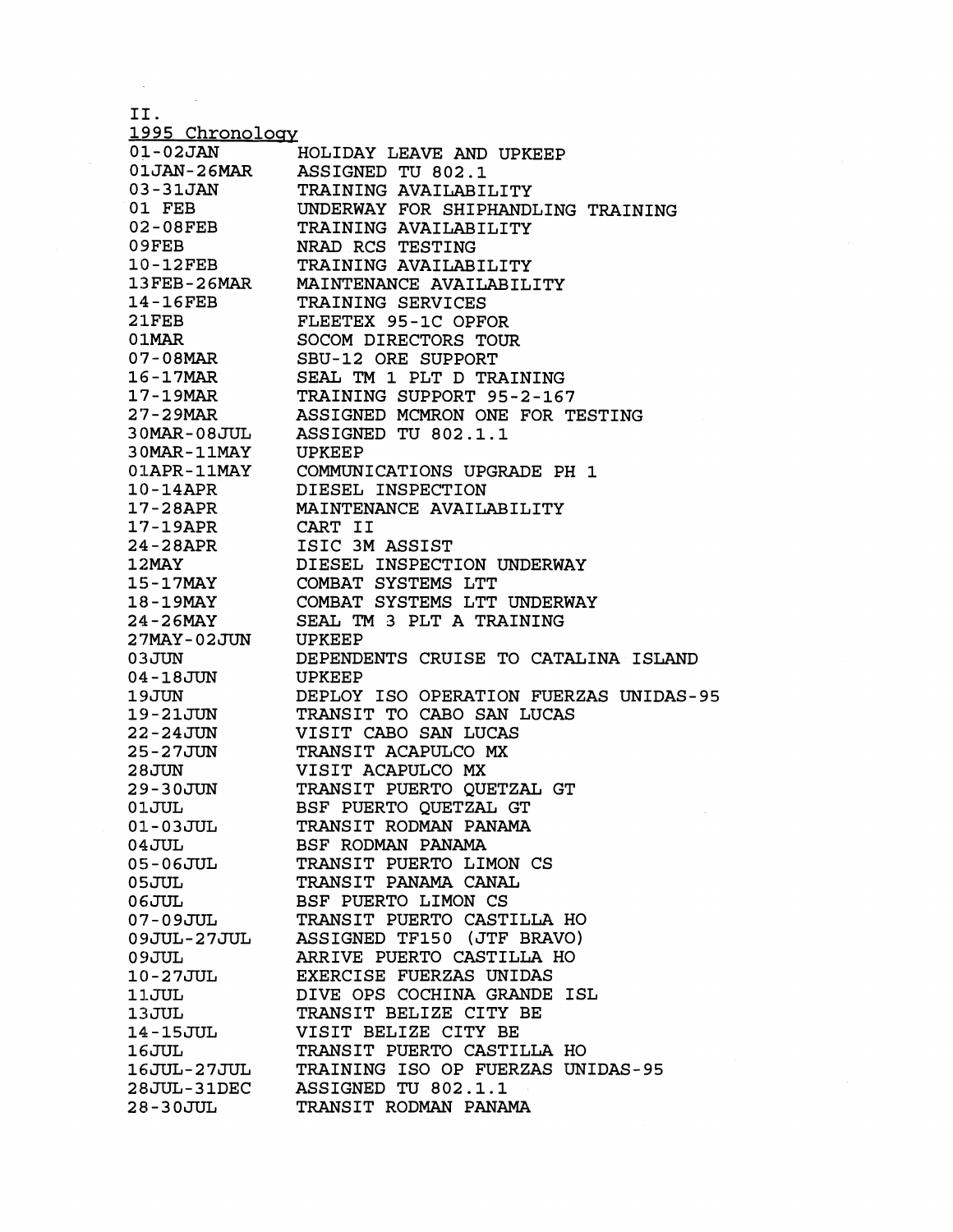II.

1995 Chronology

| | |
|---|---|
| 01-02JAN | HOLIDAY LEAVE AND UPKEEP |
| 01JAN-26MAR | ASSIGNED TU 802.1 |
| 03-31JAN | TRAINING AVAILABILITY |
| 01 FEB | UNDERWAY FOR SHIPHANDLING TRAINING |
| 02-08FEB | TRAINING AVAILABILITY |
| 09FEB | NRAD RCS TESTING |
| 10-12FEB | TRAINING AVAILABILITY |
| 13FEB-26MAR | MAINTENANCE AVAILABILITY |
| 14-16FEB | TRAINING SERVICES |
| 21FEB | FLEETEX 95-1C OPFOR |
| 01MAR | SOCOM DIRECTORS TOUR |
| 07-08MAR | SBU-12 ORE SUPPORT |
| 16-17MAR | SEAL TM 1 PLT D TRAINING |
| 17-19MAR | TRAINING SUPPORT 95-2-167 |
| 27-29MAR | ASSIGNED MCMRON ONE FOR TESTING |
| 30MAR-08JUL | ASSIGNED TU 802.1.1 |
| 30MAR-11MAY | UPKEEP |
| 01APR-11MAY | COMMUNICATIONS UPGRADE PH 1 |
| 10-14APR | DIESEL INSPECTION |
| 17-28APR | MAINTENANCE AVAILABILITY |
| 17-19APR | CART II |
| 24-28APR | ISIC 3M ASSIST |
| 12MAY | DIESEL INSPECTION UNDERWAY |
| 15-17MAY | COMBAT SYSTEMS LTT |
| 18-19MAY | COMBAT SYSTEMS LTT UNDERWAY |
| 24-26MAY | SEAL TM 3 PLT A TRAINING |
| 27MAY-02JUN | UPKEEP |
| 03JUN | DEPENDENTS CRUISE TO CATALINA ISLAND |
| 04-18JUN | UPKEEP |
| 19JUN | DEPLOY ISO OPERATION FUERZAS UNIDAS-95 |
| 19-21JUN | TRANSIT TO CABO SAN LUCAS |
| 22-24JUN | VISIT CABO SAN LUCAS |
| 25-27JUN | TRANSIT ACAPULCO MX |
| 28JUN | VISIT ACAPULCO MX |
| 29-30JUN | TRANSIT PUERTO QUETZAL GT |
| 01JUL | BSF PUERTO QUETZAL GT |
| 01-03JUL | TRANSIT RODMAN PANAMA |
| 04JUL | BSF RODMAN PANAMA |
| 05-06JUL | TRANSIT PUERTO LIMON CS |
| 05JUL | TRANSIT PANAMA CANAL |
| 06JUL | BSF PUERTO LIMON CS |
| 07-09JUL | TRANSIT PUERTO CASTILLA HO |
| 09JUL-27JUL | ASSIGNED TF150 (JTF BRAVO) |
| 09JUL | ARRIVE PUERTO CASTILLA HO |
| 10-27JUL | EXERCISE FUERZAS UNIDAS |
| 11JUL | DIVE OPS COCHINA GRANDE ISL |
| 13JUL | TRANSIT BELIZE CITY BE |
| 14-15JUL | VISIT BELIZE CITY BE |
| 16JUL | TRANSIT PUERTO CASTILLA HO |
| 16JUL-27JUL | TRAINING ISO OP FUERZAS UNIDAS-95 |
| 28JUL-31DEC | ASSIGNED TU 802.1.1 |
| 28-30JUL | TRANSIT RODMAN PANAMA |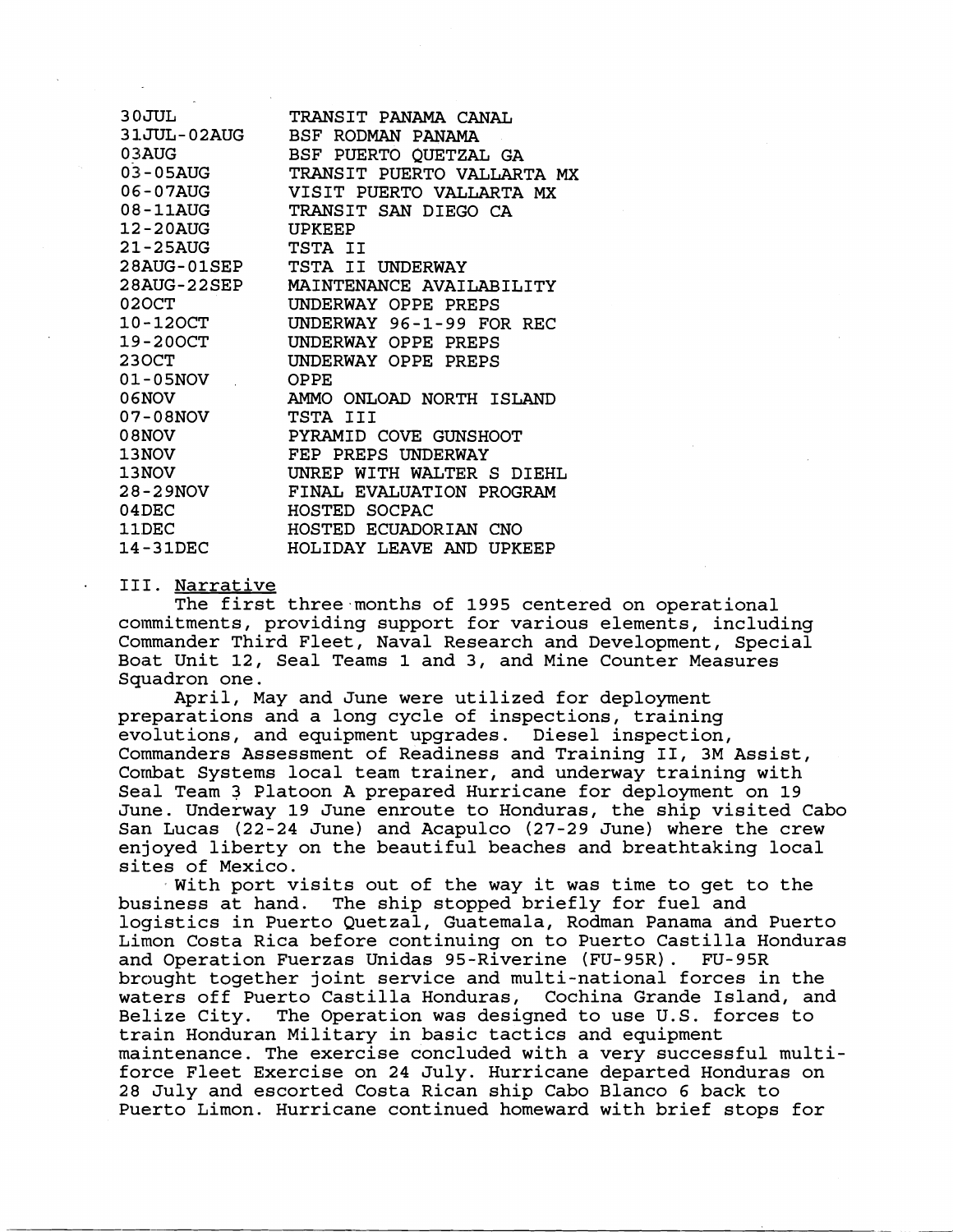| | |
|---|---|
| 30JUL | TRANSIT PANAMA CANAL |
| 31JUL-02AUG | BSF RODMAN PANAMA |
| 03AUG | BSF PUERTO QUETZAL GA |
| 03-05AUG | TRANSIT PUERTO VALLARTA MX |
| 06-07AUG | VISIT PUERTO VALLARTA MX |
| 08-11AUG | TRANSIT SAN DIEGO CA |
| 12-20AUG | UPKEEP |
| 21-25AUG | TSTA II |
| 28AUG-01SEP | TSTA II UNDERWAY |
| 28AUG-22SEP | MAINTENANCE AVAILABILITY |
| 02OCT | UNDERWAY OPPE PREPS |
| 10-12OCT | UNDERWAY 96-1-99 FOR REC |
| 19-20OCT | UNDERWAY OPPE PREPS |
| 23OCT | UNDERWAY OPPE PREPS |
| 01-05NOV | OPPE |
| 06NOV | AMMO ONLOAD NORTH ISLAND |
| 07-08NOV | TSTA III |
| 08NOV | PYRAMID COVE GUNSHOOT |
| 13NOV | FEP PREPS UNDERWAY |
| 13NOV | UNREP WITH WALTER S DIEHL |
| 28-29NOV | FINAL EVALUATION PROGRAM |
| 04DEC | HOSTED SOCPAC |
| 11DEC | HOSTED ECUADORIAN CNO |
| 14-31DEC | HOLIDAY LEAVE AND UPKEEP |

## III. Narrative

The first three months of 1995 centered on operational commitments, providing support for various elements, including Commander Third Fleet, Naval Research and Development, Special Boat Unit 12, Seal Teams 1 and 3, and Mine Counter Measures Squadron one.

April, May and June were utilized for deployment preparations and a long cycle of inspections, training evolutions, and equipment upgrades. Diesel inspection, Commanders Assessment of Readiness and Training II, 3M Assist, Combat Systems local team trainer, and underway training with Seal Team 3 Platoon A prepared Hurricane for deployment on 19 June. Underway 19 June enroute to Honduras, the ship visited Cabo San Lucas (22-24 June) and Acapulco (27-29 June) where the crew enjoyed liberty on the beautiful beaches and breathtaking local sites of Mexico.

With port visits out of the way it was time to get to the business at hand. The ship stopped briefly for fuel and logistics in Puerto Quetzal, Guatemala, Rodman Panama and Puerto Limon Costa Rica before continuing on to Puerto Castilla Honduras and Operation Fuerzas Unidas 95-Riverine (FU-95R). FU-95R brought together joint service and multi-national forces in the waters off Puerto Castilla Honduras, Cochina Grande Island, and Belize City. The Operation was designed to use U.S. forces to train Honduran Military in basic tactics and equipment maintenance. The exercise concluded with a very successful multi-force Fleet Exercise on 24 July. Hurricane departed Honduras on 28 July and escorted Costa Rican ship Cabo Blanco 6 back to Puerto Limon. Hurricane continued homeward with brief stops for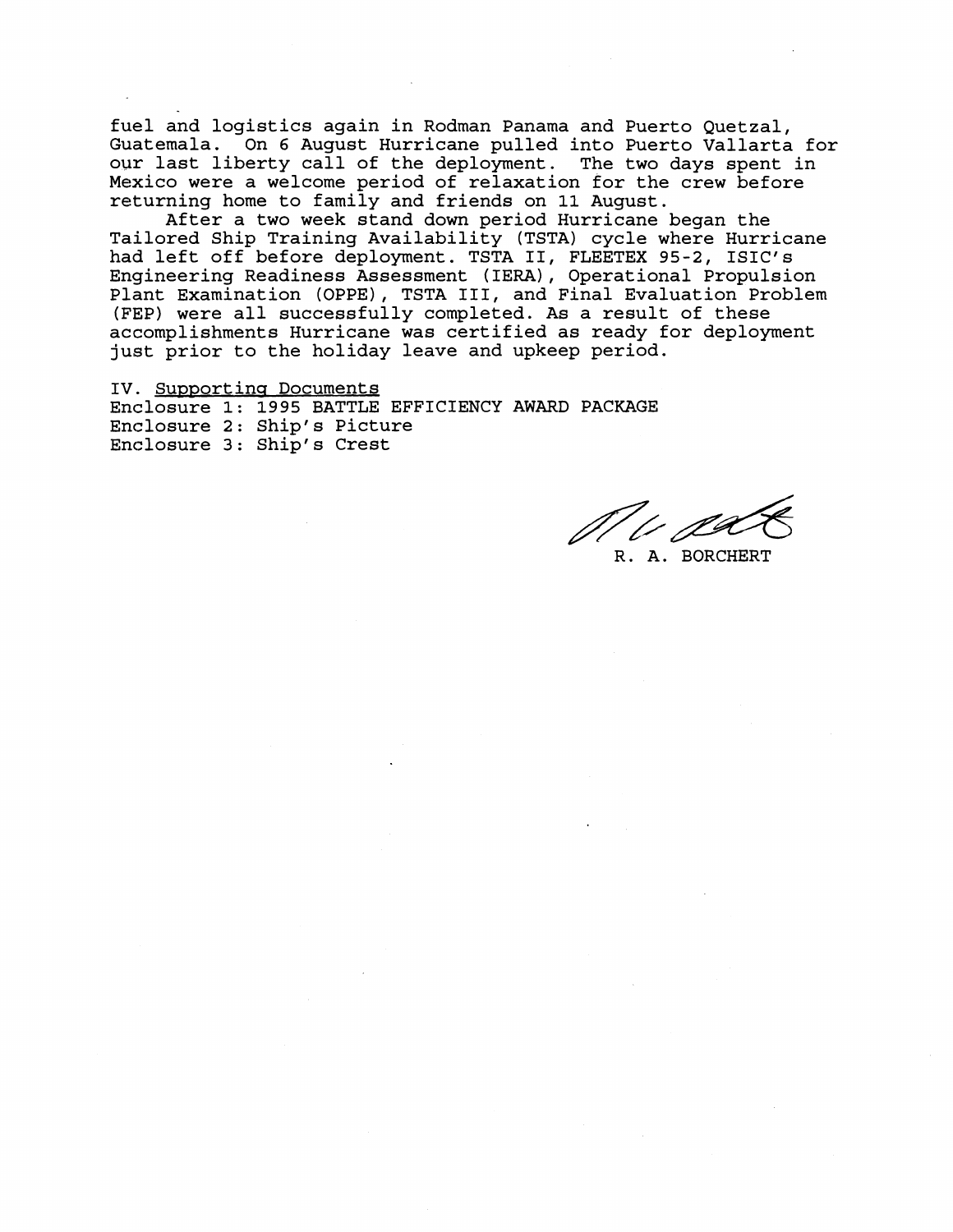fuel and logistics again in Rodman Panama and Puerto Quetzal, Guatemala. On 6 August Hurricane pulled into Puerto Vallarta for our last liberty call of the deployment. The two days spent in Mexico were a welcome period of relaxation for the crew before returning home to family and friends on 11 August.

After a two week stand down period Hurricane began the Tailored Ship Training Availability (TSTA) cycle where Hurricane had left off before deployment. TSTA II, FLEETEX 95-2, ISIC's Engineering Readiness Assessment (IERA), Operational Propulsion Plant Examination (OPPE), TSTA III, and Final Evaluation Problem (FEP) were all successfully completed. As a result of these accomplishments Hurricane was certified as ready for deployment just prior to the holiday leave and upkeep period.

IV. Supporting Documents
Enclosure 1: 1995 BATTLE EFFICIENCY AWARD PACKAGE
Enclosure 2: Ship's Picture
Enclosure 3: Ship's Crest

R. A. BORCHERT